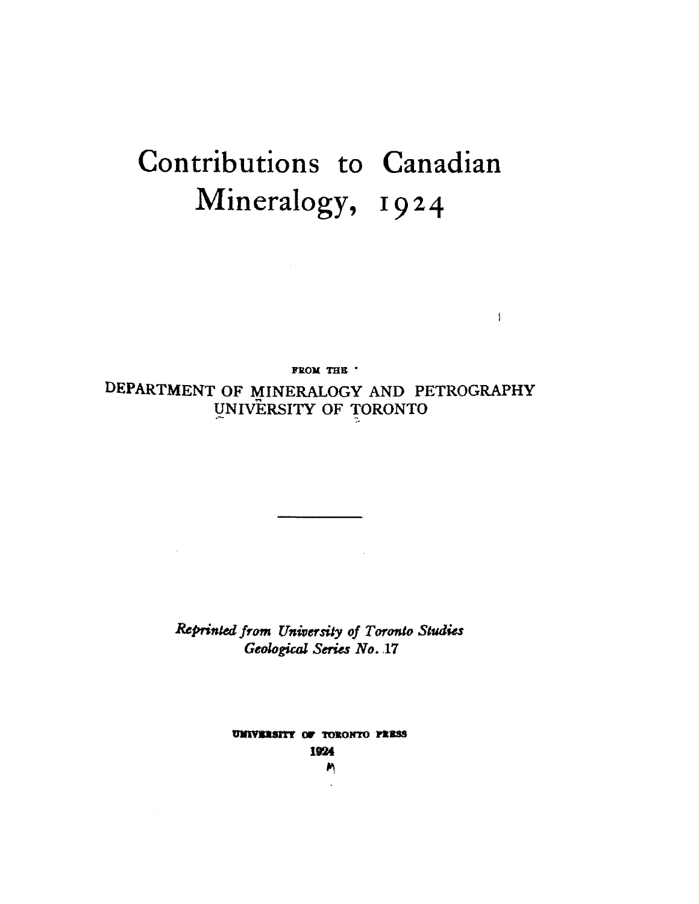# Contributions to Canadian Mineralogy, 1924

FROM THE

DEPARTMENT OF MINERALOGY AND PETROGRAPHY
UNIVERSITY OF TORONTO

---

*Reprinted from University of Toronto Studies*
*Geological Series No. 17*

UNIVERSITY OF TORONTO PRESS
1924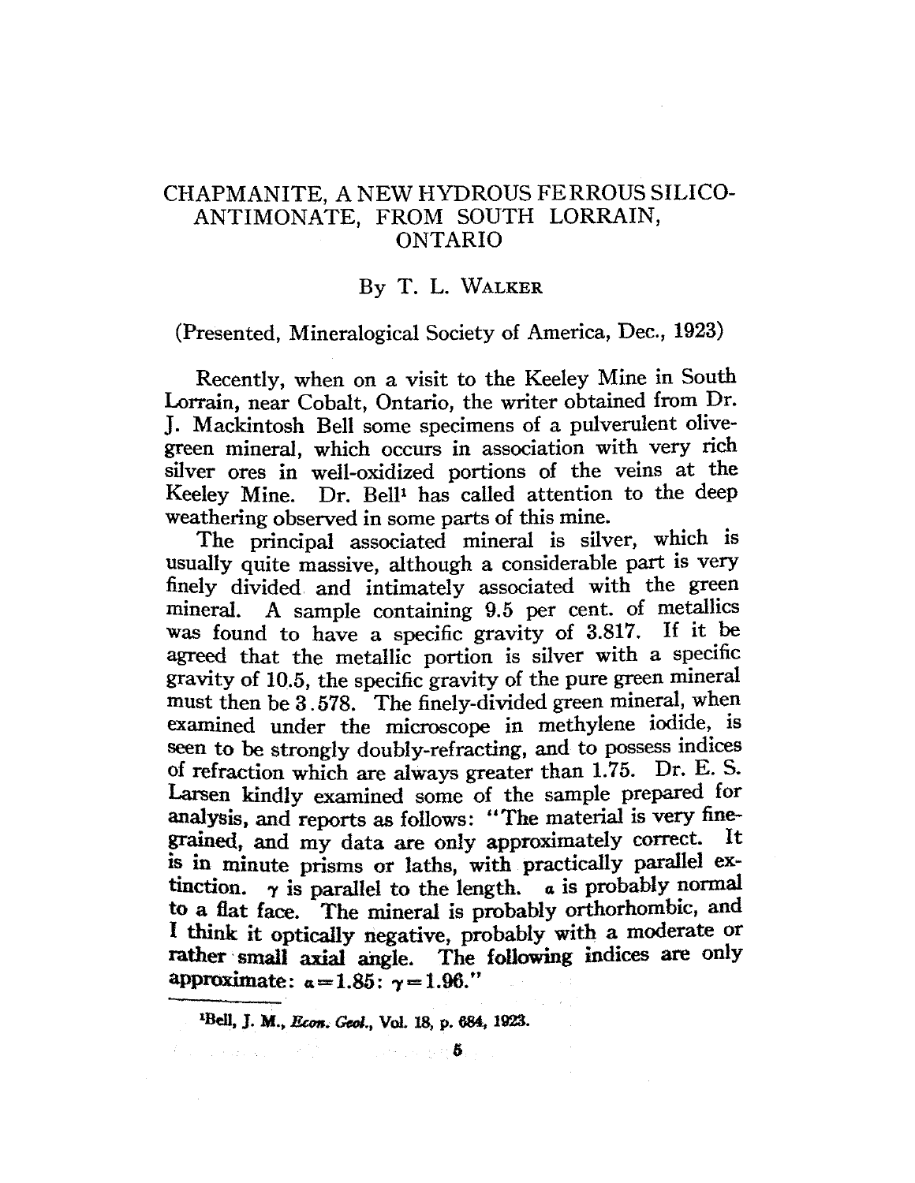# CHAPMANITE, A NEW HYDROUS FERROUS SILICO-ANTIMONATE, FROM SOUTH LORRAIN, ONTARIO

By T. L. Walker

(Presented, Mineralogical Society of America, Dec., 1923)

Recently, when on a visit to the Keeley Mine in South Lorrain, near Cobalt, Ontario, the writer obtained from Dr. J. Mackintosh Bell some specimens of a pulverulent olive-green mineral, which occurs in association with very rich silver ores in well-oxidized portions of the veins at the Keeley Mine. Dr. Bell[1] has called attention to the deep weathering observed in some parts of this mine.

The principal associated mineral is silver, which is usually quite massive, although a considerable part is very finely divided and intimately associated with the green mineral. A sample containing 9.5 per cent. of metallics was found to have a specific gravity of 3.817. If it be agreed that the metallic portion is silver with a specific gravity of 10.5, the specific gravity of the pure green mineral must then be 3.578. The finely-divided green mineral, when examined under the microscope in methylene iodide, is seen to be strongly doubly-refracting, and to possess indices of refraction which are always greater than 1.75. Dr. E. S. Larsen kindly examined some of the sample prepared for analysis, and reports as follows: "The material is very fine-grained, and my data are only approximately correct. It is in minute prisms or laths, with practically parallel extinction. $\gamma$ is parallel to the length. $\alpha$ is probably normal to a flat face. The mineral is probably orthorhombic, and I think it optically negative, probably with a moderate or rather small axial angle. The following indices are only approximate: $\alpha = 1.85$: $\gamma = 1.96$."

[1] Bell, J. M., *Econ. Geol.*, Vol. 18, p. 684, 1923.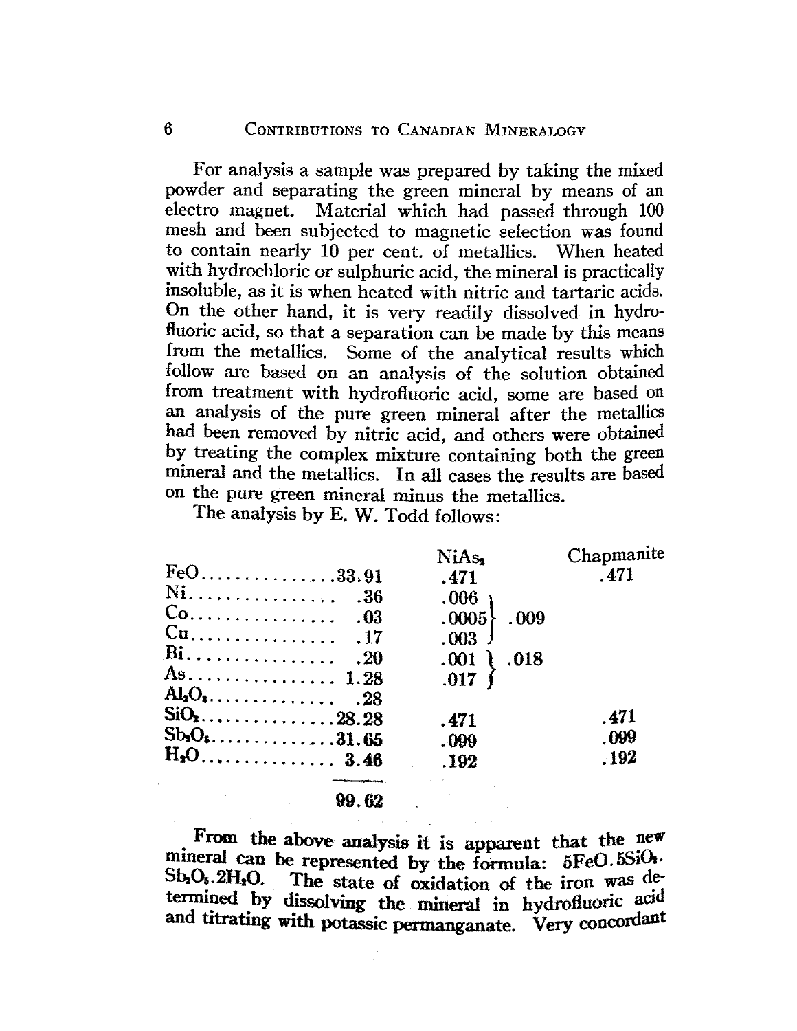For analysis a sample was prepared by taking the mixed powder and separating the green mineral by means of an electro magnet. Material which had passed through 100 mesh and been subjected to magnetic selection was found to contain nearly 10 per cent. of metallics. When heated with hydrochloric or sulphuric acid, the mineral is practically insoluble, as it is when heated with nitric and tartaric acids. On the other hand, it is very readily dissolved in hydrofluoric acid, so that a separation can be made by this means from the metallics. Some of the analytical results which follow are based on an analysis of the solution obtained from treatment with hydrofluoric acid, some are based on an analysis of the pure green mineral after the metallics had been removed by nitric acid, and others were obtained by treating the complex mixture containing both the green mineral and the metallics. In all cases the results are based on the pure green mineral minus the metallics.

The analysis by E. W. Todd follows:

| | | $NiAs_2$ | | Chapmanite |
|---|---|---|---|---|
| FeO | 33.91 | .471 | | .471 |
| Ni | .36 | .006 | .009 | |
| Co | .03 | .0005 | | |
| Cu | .17 | .003 | | |
| Bi | .20 | .001 | .018 | |
| As | 1.28 | .017 | | |
| $Al_2O_3$ | .28 | | | |
| $SiO_2$ | 28.28 | .471 | | .471 |
| $Sb_2O_5$ | 31.65 | .099 | | .099 |
| $H_2O$ | 3.46 | .192 | | .192 |
| | 99.62 | | | |

From the above analysis it is apparent that the new mineral can be represented by the formula: $5FeO.5SiO_2.Sb_2O_5.2H_2O$. The state of oxidation of the iron was determined by dissolving the mineral in hydrofluoric acid and titrating with potassic permanganate. Very concordant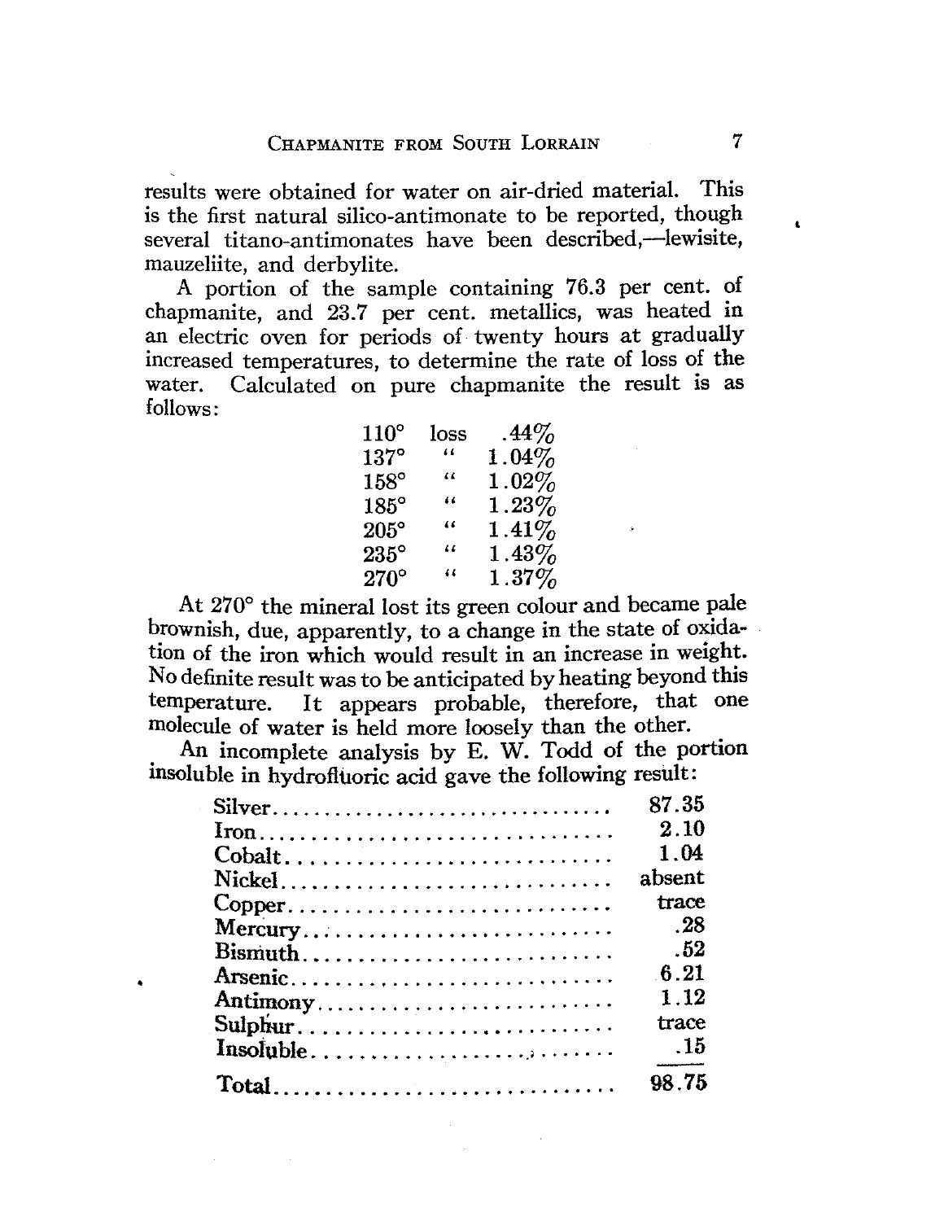results were obtained for water on air-dried material. This is the first natural silico-antimonate to be reported, though several titano-antimonates have been described,—lewisite, mauzeliite, and derbylite.

A portion of the sample containing 76.3 per cent. of chapmanite, and 23.7 per cent. metallics, was heated in an electric oven for periods of twenty hours at gradually increased temperatures, to determine the rate of loss of the water. Calculated on pure chapmanite the result is as follows:

| | | |
|---|---|---|
| 110° | loss | .44% |
| 137° | " | 1.04% |
| 158° | " | 1.02% |
| 185° | " | 1.23% |
| 205° | " | 1.41% |
| 235° | " | 1.43% |
| 270° | " | 1.37% |

At 270° the mineral lost its green colour and became pale brownish, due, apparently, to a change in the state of oxidation of the iron which would result in an increase in weight. No definite result was to be anticipated by heating beyond this temperature. It appears probable, therefore, that one molecule of water is held more loosely than the other.

An incomplete analysis by E. W. Todd of the portion insoluble in hydrofluoric acid gave the following result:

| | |
|---|---|
| Silver | 87.35 |
| Iron | 2.10 |
| Cobalt | 1.04 |
| Nickel | absent |
| Copper | trace |
| Mercury | .28 |
| Bismuth | .52 |
| Arsenic | 6.21 |
| Antimony | 1.12 |
| Sulphur | trace |
| Insoluble | .15 |
| **Total** | **98.75** |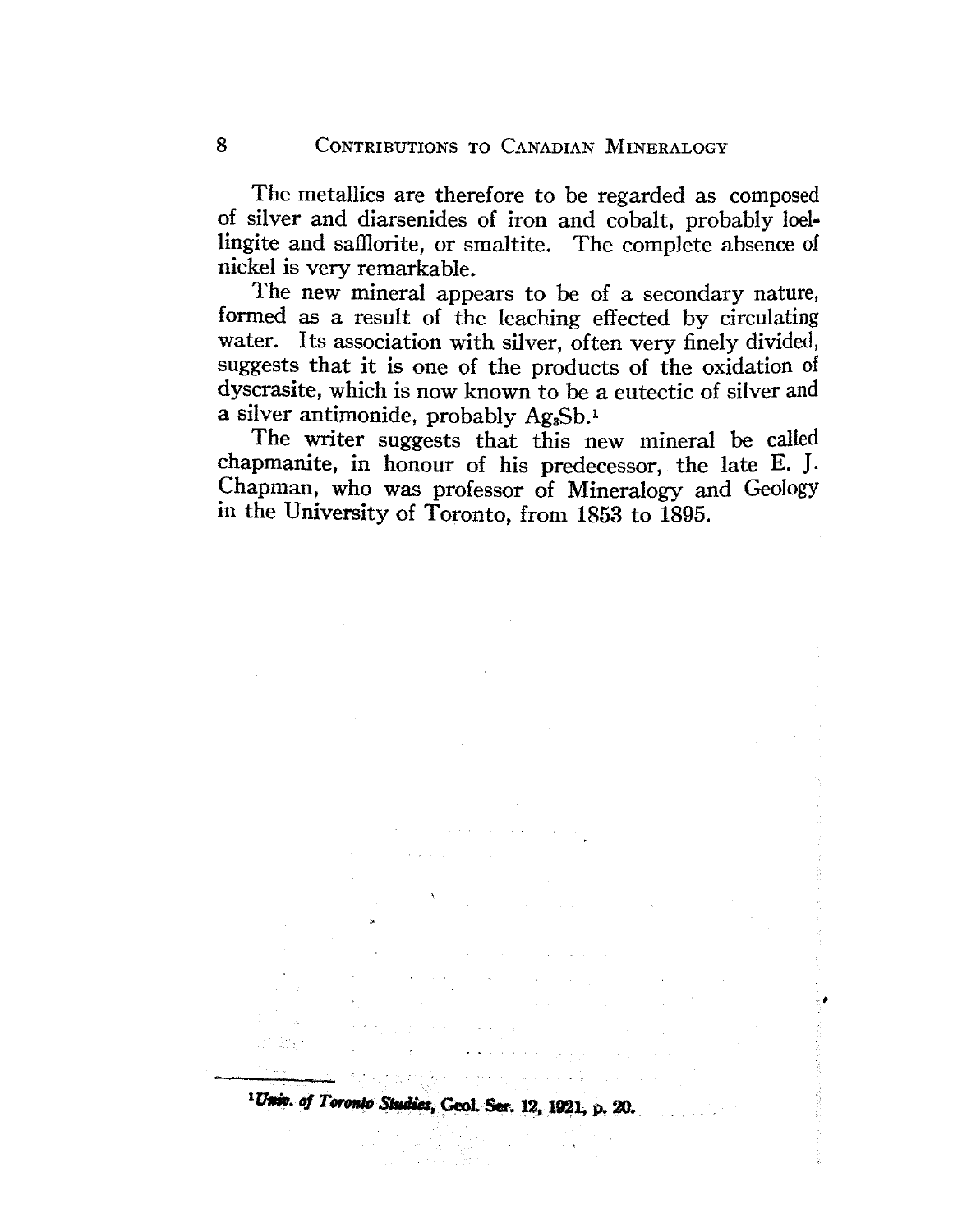The metallics are therefore to be regarded as composed of silver and diarsenides of iron and cobalt, probably loellingite and safflorite, or smaltite. The complete absence of nickel is very remarkable.

The new mineral appears to be of a secondary nature, formed as a result of the leaching effected by circulating water. Its association with silver, often very finely divided, suggests that it is one of the products of the oxidation of dyscrasite, which is now known to be a eutectic of silver and a silver antimonide, probably $Ag_3Sb$.[1]

The writer suggests that this new mineral be called chapmanite, in honour of his predecessor, the late E. J. Chapman, who was professor of Mineralogy and Geology in the University of Toronto, from 1853 to 1895.

---

[1] *Univ. of Toronto Studies*, Geol. Ser. 12, 1921, p. 20.